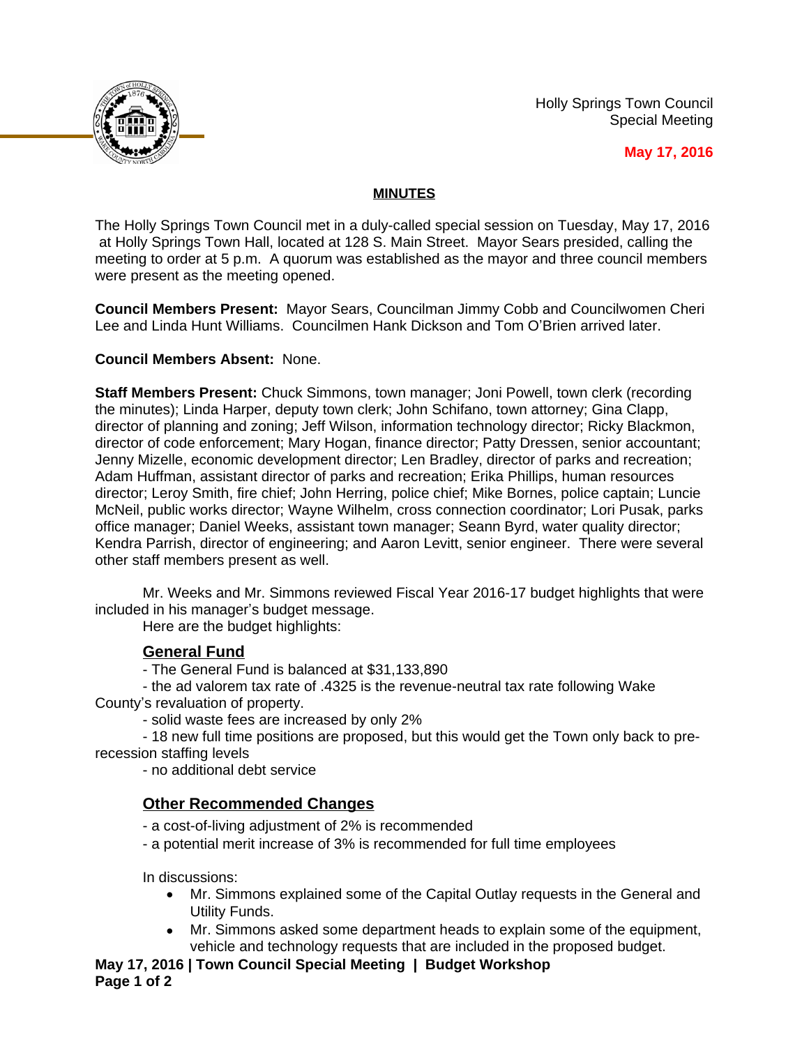Holly Springs Town Council
Special Meeting

**May 17, 2016**

## MINUTES

The Holly Springs Town Council met in a duly-called special session on Tuesday, May 17, 2016 at Holly Springs Town Hall, located at 128 S. Main Street. Mayor Sears presided, calling the meeting to order at 5 p.m. A quorum was established as the mayor and three council members were present as the meeting opened.

**Council Members Present:** Mayor Sears, Councilman Jimmy Cobb and Councilwomen Cheri Lee and Linda Hunt Williams. Councilmen Hank Dickson and Tom O'Brien arrived later.

**Council Members Absent:** None.

**Staff Members Present:** Chuck Simmons, town manager; Joni Powell, town clerk (recording the minutes); Linda Harper, deputy town clerk; John Schifano, town attorney; Gina Clapp, director of planning and zoning; Jeff Wilson, information technology director; Ricky Blackmon, director of code enforcement; Mary Hogan, finance director; Patty Dressen, senior accountant; Jenny Mizelle, economic development director; Len Bradley, director of parks and recreation; Adam Huffman, assistant director of parks and recreation; Erika Phillips, human resources director; Leroy Smith, fire chief; John Herring, police chief; Mike Bornes, police captain; Luncie McNeil, public works director; Wayne Wilhelm, cross connection coordinator; Lori Pusak, parks office manager; Daniel Weeks, assistant town manager; Seann Byrd, water quality director; Kendra Parrish, director of engineering; and Aaron Levitt, senior engineer. There were several other staff members present as well.

Mr. Weeks and Mr. Simmons reviewed Fiscal Year 2016-17 budget highlights that were included in his manager's budget message.

Here are the budget highlights:

### General Fund

- The General Fund is balanced at $31,133,890
- the ad valorem tax rate of .4325 is the revenue-neutral tax rate following Wake County's revaluation of property.
- solid waste fees are increased by only 2%
- 18 new full time positions are proposed, but this would get the Town only back to pre-recession staffing levels
- no additional debt service

### Other Recommended Changes

- a cost-of-living adjustment of 2% is recommended
- a potential merit increase of 3% is recommended for full time employees

In discussions:

- Mr. Simmons explained some of the Capital Outlay requests in the General and Utility Funds.
- Mr. Simmons asked some department heads to explain some of the equipment, vehicle and technology requests that are included in the proposed budget.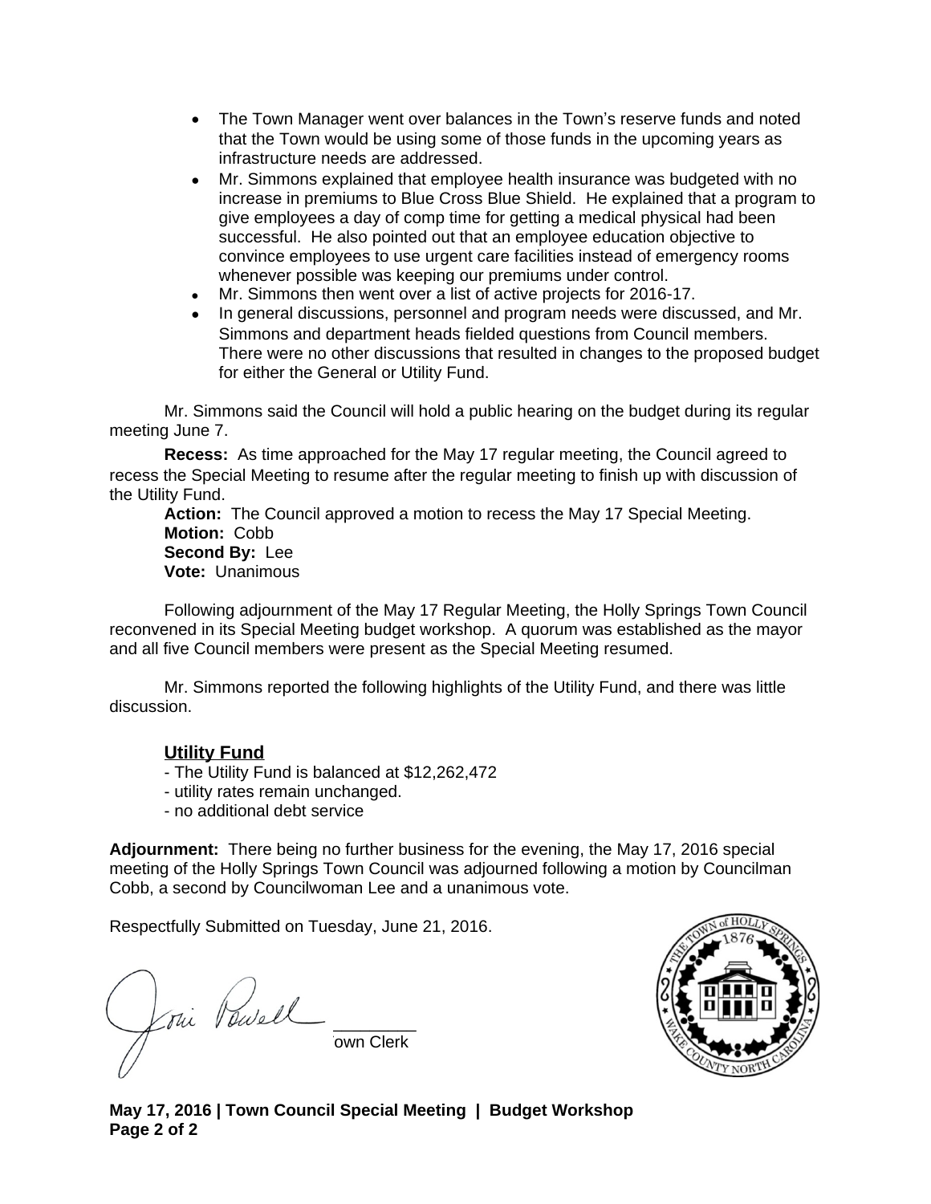- The Town Manager went over balances in the Town's reserve funds and noted that the Town would be using some of those funds in the upcoming years as infrastructure needs are addressed.
- Mr. Simmons explained that employee health insurance was budgeted with no increase in premiums to Blue Cross Blue Shield. He explained that a program to give employees a day of comp time for getting a medical physical had been successful. He also pointed out that an employee education objective to convince employees to use urgent care facilities instead of emergency rooms whenever possible was keeping our premiums under control.
- Mr. Simmons then went over a list of active projects for 2016-17.
- In general discussions, personnel and program needs were discussed, and Mr. Simmons and department heads fielded questions from Council members. There were no other discussions that resulted in changes to the proposed budget for either the General or Utility Fund.

Mr. Simmons said the Council will hold a public hearing on the budget during its regular meeting June 7.

**Recess:** As time approached for the May 17 regular meeting, the Council agreed to recess the Special Meeting to resume after the regular meeting to finish up with discussion of the Utility Fund.

**Action:** The Council approved a motion to recess the May 17 Special Meeting.
**Motion:** Cobb
**Second By:** Lee
**Vote:** Unanimous

Following adjournment of the May 17 Regular Meeting, the Holly Springs Town Council reconvened in its Special Meeting budget workshop. A quorum was established as the mayor and all five Council members were present as the Special Meeting resumed.

Mr. Simmons reported the following highlights of the Utility Fund, and there was little discussion.

**Utility Fund**

- The Utility Fund is balanced at $12,262,472
- utility rates remain unchanged.
- no additional debt service

**Adjournment:** There being no further business for the evening, the May 17, 2016 special meeting of the Holly Springs Town Council was adjourned following a motion by Councilman Cobb, a second by Councilwoman Lee and a unanimous vote.

Respectfully Submitted on Tuesday, June 21, 2016.

Joni Powell
Town Clerk

May 17, 2016 | Town Council Special Meeting | Budget Workshop